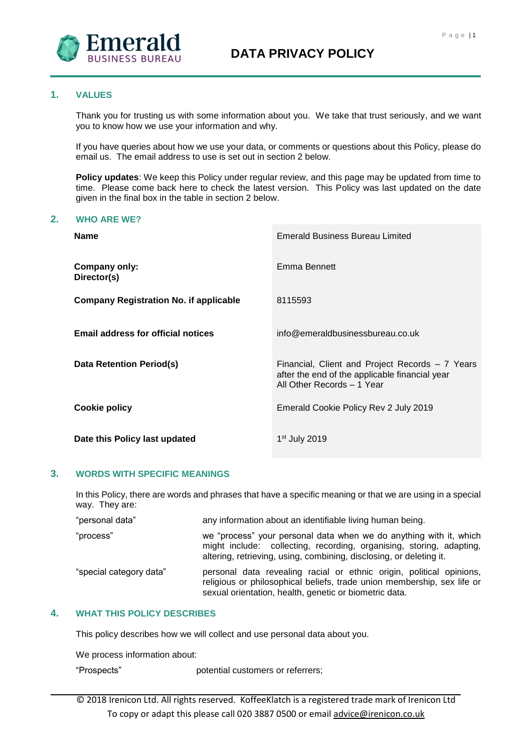# DATA PRIVACY POLICY

## 1. VALUES

Thank you for trusting us with some information about you. We take that trust seriously, and we want you to know how we use your information and why.

If you have queries about how we use your data, or comments or questions about this Policy, please do email us. The email address to use is set out in section 2 below.

**Policy updates**: We keep this Policy under regular review, and this page may be updated from time to time. Please come back here to check the latest version. This Policy was last updated on the date given in the final box in the table in section 2 below.

## 2. WHO ARE WE?

| | |
|---|---|
| **Name** | Emerald Business Bureau Limited |
| **Company only: Director(s)** | Emma Bennett |
| **Company Registration No. if applicable** | 8115593 |
| **Email address for official notices** | info@emeraldbusinessbureau.co.uk |
| **Data Retention Period(s)** | Financial, Client and Project Records – 7 Years after the end of the applicable financial year<br>All Other Records – 1 Year |
| **Cookie policy** | Emerald Cookie Policy Rev 2 July 2019 |
| **Date this Policy last updated** | 1st July 2019 |

## 3. WORDS WITH SPECIFIC MEANINGS

In this Policy, there are words and phrases that have a specific meaning or that we are using in a special way. They are:

| | |
|---|---|
| "personal data" | any information about an identifiable living human being. |
| "process" | we "process" your personal data when we do anything with it, which might include: collecting, recording, organising, storing, adapting, altering, retrieving, using, combining, disclosing, or deleting it. |
| "special category data" | personal data revealing racial or ethnic origin, political opinions, religious or philosophical beliefs, trade union membership, sex life or sexual orientation, health, genetic or biometric data. |

## 4. WHAT THIS POLICY DESCRIBES

This policy describes how we will collect and use personal data about you.

We process information about:

"Prospects" potential customers or referrers;

© 2018 Irenicon Ltd. All rights reserved. KoffeeKlatch is a registered trade mark of Irenicon Ltd
To copy or adapt this please call 020 3887 0500 or email advice@irenicon.co.uk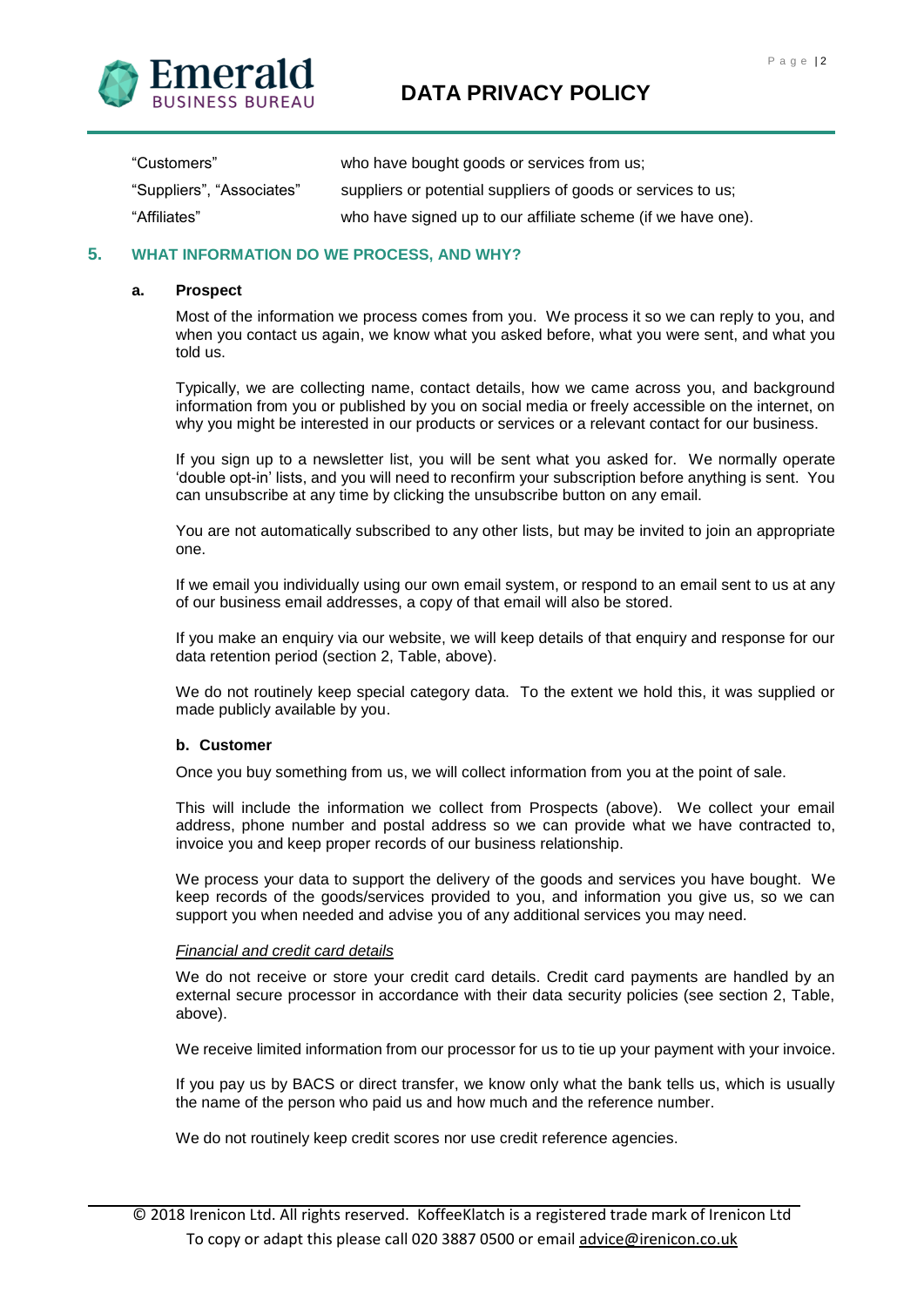| | |
|---|---|
| "Customers" | who have bought goods or services from us; |
| "Suppliers", "Associates" | suppliers or potential suppliers of goods or services to us; |
| "Affiliates" | who have signed up to our affiliate scheme (if we have one). |

## 5. WHAT INFORMATION DO WE PROCESS, AND WHY?

### a. Prospect

Most of the information we process comes from you. We process it so we can reply to you, and when you contact us again, we know what you asked before, what you were sent, and what you told us.

Typically, we are collecting name, contact details, how we came across you, and background information from you or published by you on social media or freely accessible on the internet, on why you might be interested in our products or services or a relevant contact for our business.

If you sign up to a newsletter list, you will be sent what you asked for. We normally operate 'double opt-in' lists, and you will need to reconfirm your subscription before anything is sent. You can unsubscribe at any time by clicking the unsubscribe button on any email.

You are not automatically subscribed to any other lists, but may be invited to join an appropriate one.

If we email you individually using our own email system, or respond to an email sent to us at any of our business email addresses, a copy of that email will also be stored.

If you make an enquiry via our website, we will keep details of that enquiry and response for our data retention period (section 2, Table, above).

We do not routinely keep special category data. To the extent we hold this, it was supplied or made publicly available by you.

### b. Customer

Once you buy something from us, we will collect information from you at the point of sale.

This will include the information we collect from Prospects (above). We collect your email address, phone number and postal address so we can provide what we have contracted to, invoice you and keep proper records of our business relationship.

We process your data to support the delivery of the goods and services you have bought. We keep records of the goods/services provided to you, and information you give us, so we can support you when needed and advise you of any additional services you may need.

*Financial and credit card details*

We do not receive or store your credit card details. Credit card payments are handled by an external secure processor in accordance with their data security policies (see section 2, Table, above).

We receive limited information from our processor for us to tie up your payment with your invoice.

If you pay us by BACS or direct transfer, we know only what the bank tells us, which is usually the name of the person who paid us and how much and the reference number.

We do not routinely keep credit scores nor use credit reference agencies.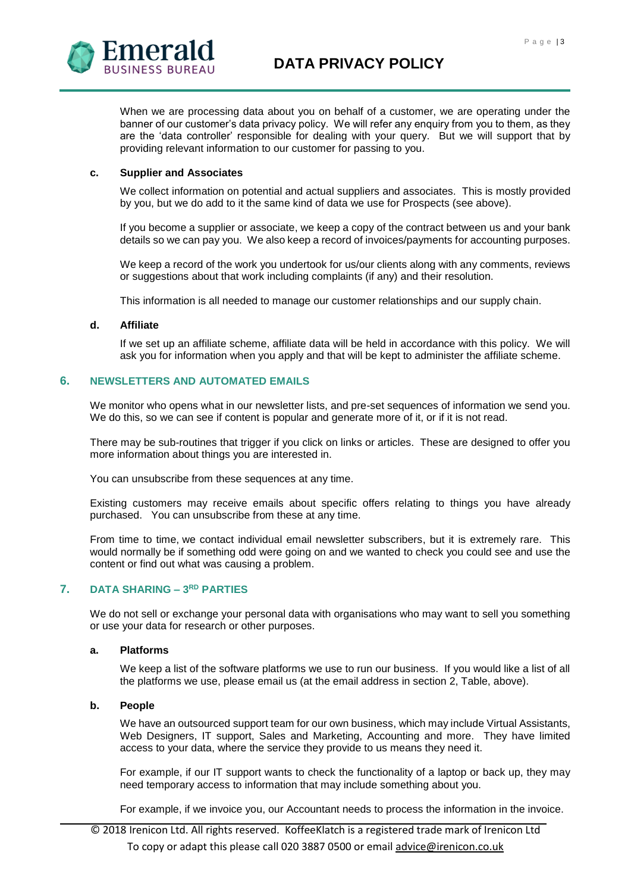When we are processing data about you on behalf of a customer, we are operating under the banner of our customer's data privacy policy. We will refer any enquiry from you to them, as they are the 'data controller' responsible for dealing with your query. But we will support that by providing relevant information to our customer for passing to you.

**c. Supplier and Associates**

We collect information on potential and actual suppliers and associates. This is mostly provided by you, but we do add to it the same kind of data we use for Prospects (see above).

If you become a supplier or associate, we keep a copy of the contract between us and your bank details so we can pay you. We also keep a record of invoices/payments for accounting purposes.

We keep a record of the work you undertook for us/our clients along with any comments, reviews or suggestions about that work including complaints (if any) and their resolution.

This information is all needed to manage our customer relationships and our supply chain.

**d. Affiliate**

If we set up an affiliate scheme, affiliate data will be held in accordance with this policy. We will ask you for information when you apply and that will be kept to administer the affiliate scheme.

## 6. NEWSLETTERS AND AUTOMATED EMAILS

We monitor who opens what in our newsletter lists, and pre-set sequences of information we send you. We do this, so we can see if content is popular and generate more of it, or if it is not read.

There may be sub-routines that trigger if you click on links or articles. These are designed to offer you more information about things you are interested in.

You can unsubscribe from these sequences at any time.

Existing customers may receive emails about specific offers relating to things you have already purchased. You can unsubscribe from these at any time.

From time to time, we contact individual email newsletter subscribers, but it is extremely rare. This would normally be if something odd were going on and we wanted to check you could see and use the content or find out what was causing a problem.

## 7. DATA SHARING – 3RD PARTIES

We do not sell or exchange your personal data with organisations who may want to sell you something or use your data for research or other purposes.

**a. Platforms**

We keep a list of the software platforms we use to run our business. If you would like a list of all the platforms we use, please email us (at the email address in section 2, Table, above).

**b. People**

We have an outsourced support team for our own business, which may include Virtual Assistants, Web Designers, IT support, Sales and Marketing, Accounting and more. They have limited access to your data, where the service they provide to us means they need it.

For example, if our IT support wants to check the functionality of a laptop or back up, they may need temporary access to information that may include something about you.

For example, if we invoice you, our Accountant needs to process the information in the invoice.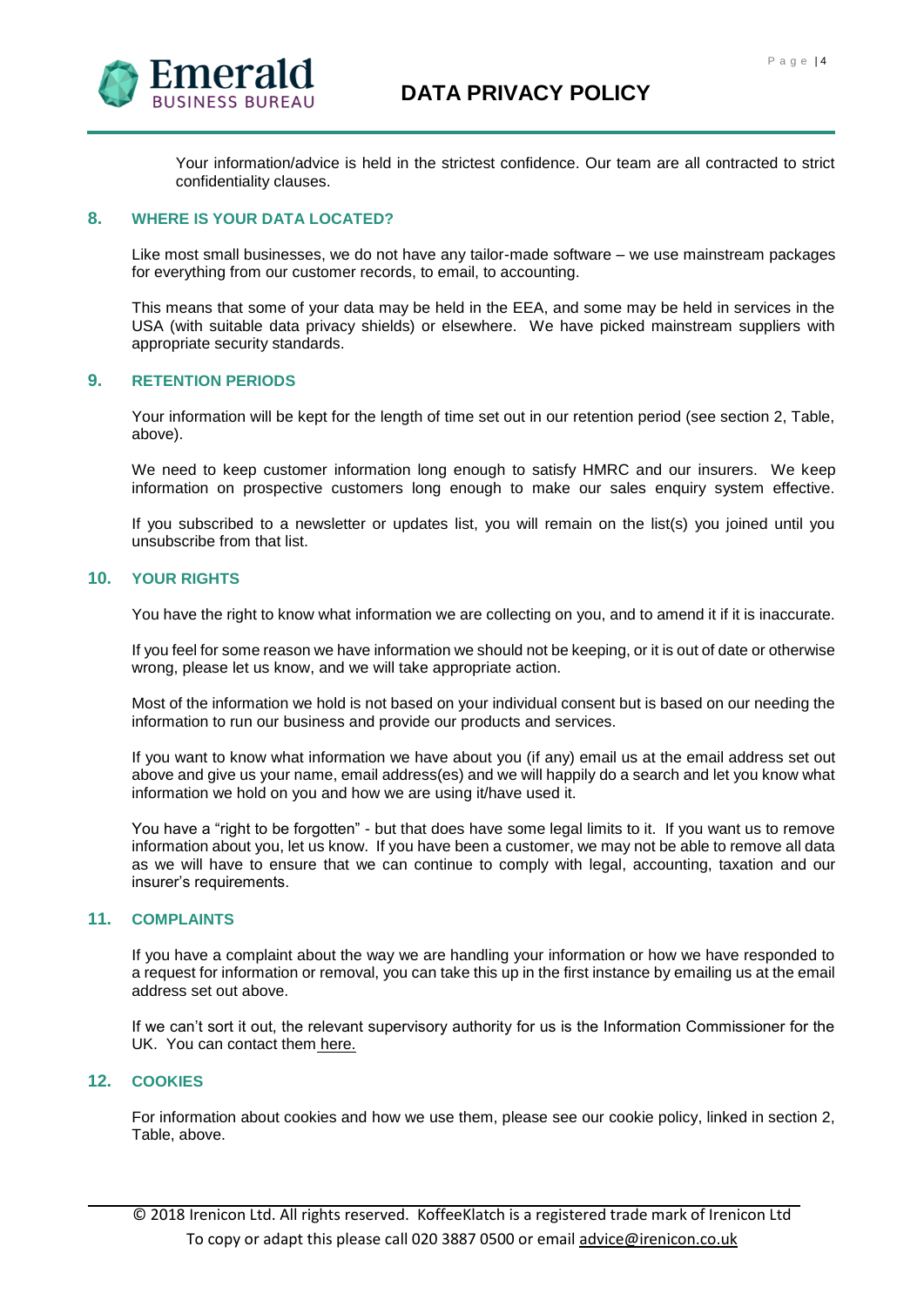Your information/advice is held in the strictest confidence. Our team are all contracted to strict confidentiality clauses.

## 8. WHERE IS YOUR DATA LOCATED?

Like most small businesses, we do not have any tailor-made software – we use mainstream packages for everything from our customer records, to email, to accounting.

This means that some of your data may be held in the EEA, and some may be held in services in the USA (with suitable data privacy shields) or elsewhere. We have picked mainstream suppliers with appropriate security standards.

## 9. RETENTION PERIODS

Your information will be kept for the length of time set out in our retention period (see section 2, Table, above).

We need to keep customer information long enough to satisfy HMRC and our insurers. We keep information on prospective customers long enough to make our sales enquiry system effective.

If you subscribed to a newsletter or updates list, you will remain on the list(s) you joined until you unsubscribe from that list.

## 10. YOUR RIGHTS

You have the right to know what information we are collecting on you, and to amend it if it is inaccurate.

If you feel for some reason we have information we should not be keeping, or it is out of date or otherwise wrong, please let us know, and we will take appropriate action.

Most of the information we hold is not based on your individual consent but is based on our needing the information to run our business and provide our products and services.

If you want to know what information we have about you (if any) email us at the email address set out above and give us your name, email address(es) and we will happily do a search and let you know what information we hold on you and how we are using it/have used it.

You have a "right to be forgotten" - but that does have some legal limits to it. If you want us to remove information about you, let us know. If you have been a customer, we may not be able to remove all data as we will have to ensure that we can continue to comply with legal, accounting, taxation and our insurer's requirements.

## 11. COMPLAINTS

If you have a complaint about the way we are handling your information or how we have responded to a request for information or removal, you can take this up in the first instance by emailing us at the email address set out above.

If we can't sort it out, the relevant supervisory authority for us is the Information Commissioner for the UK. You can contact them here.

## 12. COOKIES

For information about cookies and how we use them, please see our cookie policy, linked in section 2, Table, above.

© 2018 Irenicon Ltd. All rights reserved. KoffeeKlatch is a registered trade mark of Irenicon Ltd
To copy or adapt this please call 020 3887 0500 or email advice@irenicon.co.uk